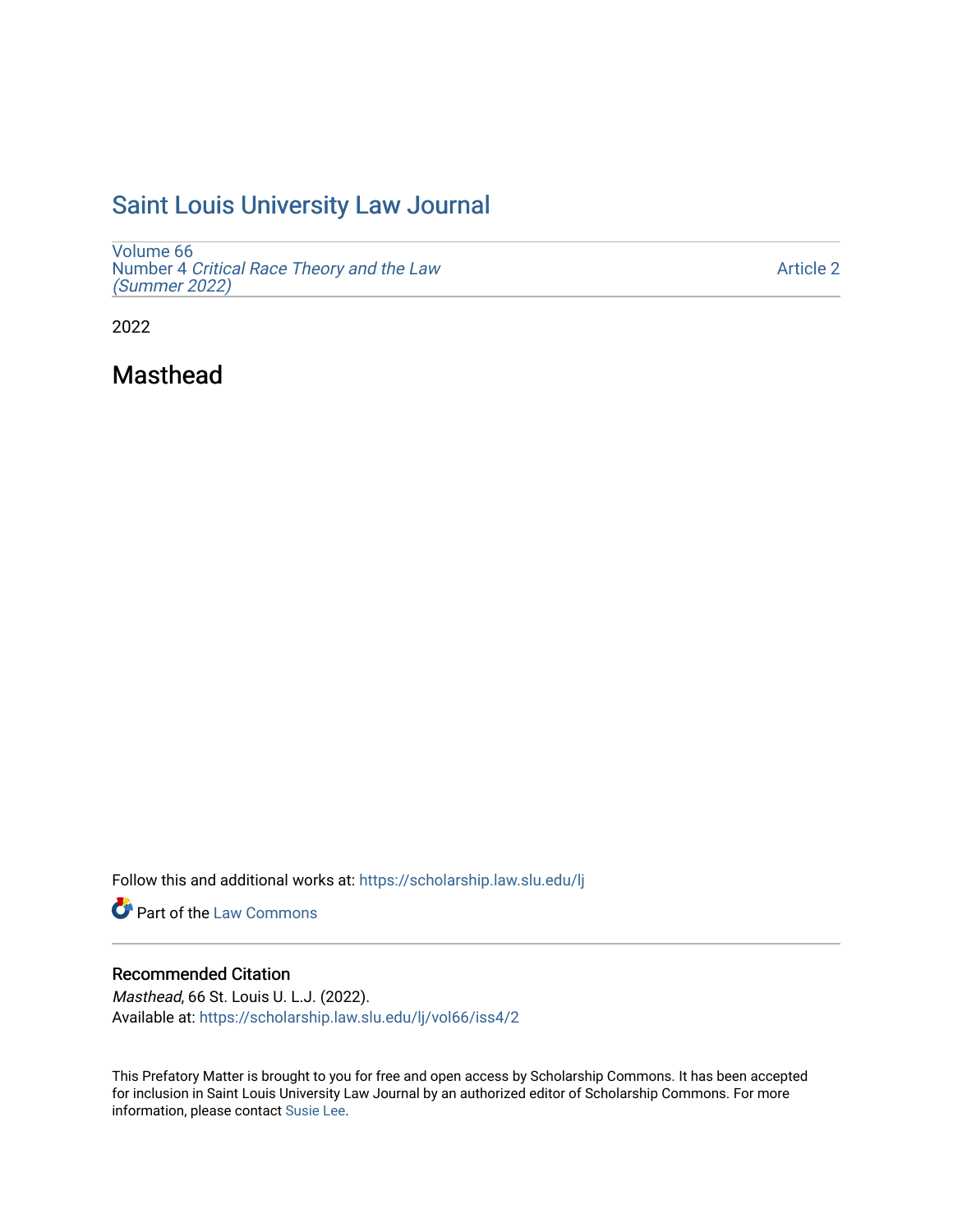# Saint Louis University Law Journal

Volume 66
Number 4 *Critical Race Theory and the Law (Summer 2022)*

Article 2

2022

## Masthead

Follow this and additional works at: https://scholarship.law.slu.edu/lj

Part of the Law Commons

### Recommended Citation

*Masthead*, 66 St. Louis U. L.J. (2022).
Available at: https://scholarship.law.slu.edu/lj/vol66/iss4/2

This Prefatory Matter is brought to you for free and open access by Scholarship Commons. It has been accepted for inclusion in Saint Louis University Law Journal by an authorized editor of Scholarship Commons. For more information, please contact Susie Lee.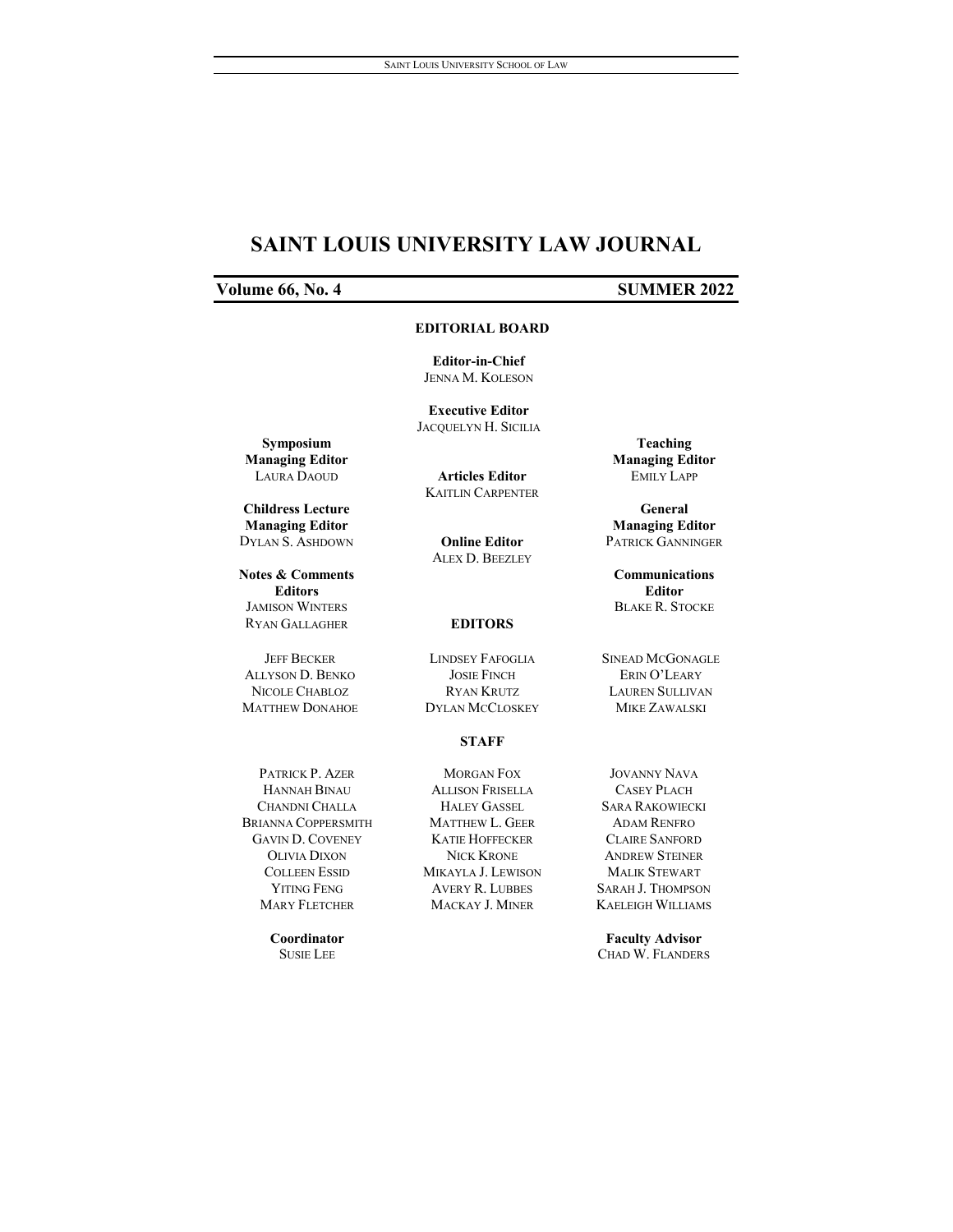# SAINT LOUIS UNIVERSITY LAW JOURNAL

**Volume 66, No. 4** **SUMMER 2022**

## EDITORIAL BOARD

**Editor-in-Chief**
JENNA M. KOLESON

**Executive Editor**
JACQUELYN H. SICILIA

**Symposium Managing Editor**
LAURA DAOUD

**Articles Editor**
KAITLIN CARPENTER

**Teaching Managing Editor**
EMILY LAPP

**Childress Lecture Managing Editor**
DYLAN S. ASHDOWN

**Online Editor**
ALEX D. BEEZLEY

**General Managing Editor**
PATRICK GANNINGER

**Notes & Comments Editors**
JAMISON WINTERS
RYAN GALLAGHER

**Communications Editor**
BLAKE R. STOCKE

## EDITORS

JEFF BECKER
ALLYSON D. BENKO
NICOLE CHABLOZ
MATTHEW DONAHOE
LINDSEY FAFOGLIA
JOSIE FINCH
RYAN KRUTZ
DYLAN MCCLOSKEY
SINEAD MCGONAGLE
ERIN O'LEARY
LAUREN SULLIVAN
MIKE ZAWALSKI

## STAFF

PATRICK P. AZER
HANNAH BINAU
CHANDNI CHALLA
BRIANNA COPPERSMITH
GAVIN D. COVENEY
OLIVIA DIXON
COLLEEN ESSID
YITING FENG
MARY FLETCHER
MORGAN FOX
ALLISON FRISELLA
HALEY GASSEL
MATTHEW L. GEER
KATIE HOFFECKER
NICK KRONE
MIKAYLA J. LEWISON
AVERY R. LUBBES
MACKAY J. MINER
JOVANNY NAVA
CASEY PLACH
SARA RAKOWIECKI
ADAM RENFRO
CLAIRE SANFORD
ANDREW STEINER
MALIK STEWART
SARAH J. THOMPSON
KAELEIGH WILLIAMS

**Coordinator**
SUSIE LEE

**Faculty Advisor**
CHAD W. FLANDERS